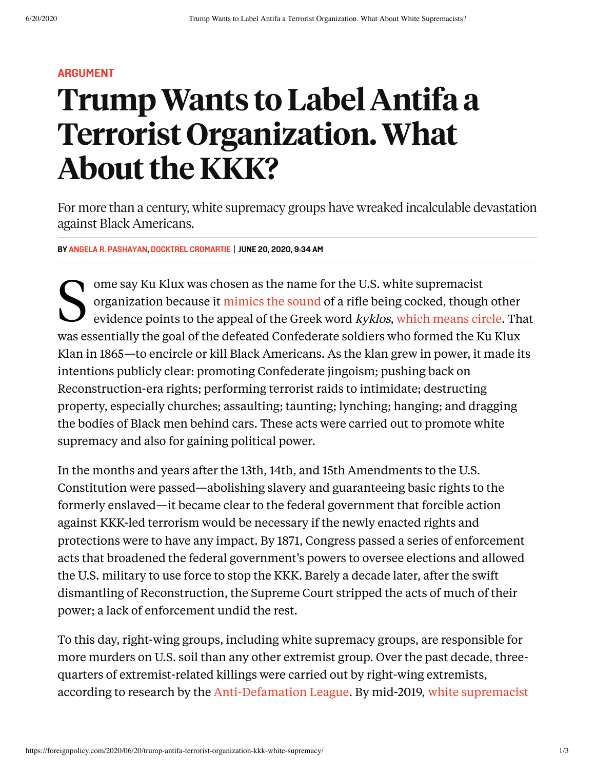ARGUMENT

# Trump Wants to Label Antifa a Terrorist Organization. What About the KKK?

For more than a century, white supremacy groups have wreaked incalculable devastation against Black Americans.

**BY ANGELA R. PASHAYAN, DOCKTREL CROMARTIE | JUNE 20, 2020, 9:34 AM**

Some say Ku Klux was chosen as the name for the U.S. white supremacist organization because it mimics the sound of a rifle being cocked, though other evidence points to the appeal of the Greek word *kyklos*, which means circle. That was essentially the goal of the defeated Confederate soldiers who formed the Ku Klux Klan in 1865—to encircle or kill Black Americans. As the klan grew in power, it made its intentions publicly clear: promoting Confederate jingoism; pushing back on Reconstruction-era rights; performing terrorist raids to intimidate; destructing property, especially churches; assaulting; taunting; lynching; hanging; and dragging the bodies of Black men behind cars. These acts were carried out to promote white supremacy and also for gaining political power.

In the months and years after the 13th, 14th, and 15th Amendments to the U.S. Constitution were passed—abolishing slavery and guaranteeing basic rights to the formerly enslaved—it became clear to the federal government that forcible action against KKK-led terrorism would be necessary if the newly enacted rights and protections were to have any impact. By 1871, Congress passed a series of enforcement acts that broadened the federal government's powers to oversee elections and allowed the U.S. military to use force to stop the KKK. Barely a decade later, after the swift dismantling of Reconstruction, the Supreme Court stripped the acts of much of their power; a lack of enforcement undid the rest.

To this day, right-wing groups, including white supremacy groups, are responsible for more murders on U.S. soil than any other extremist group. Over the past decade, three-quarters of extremist-related killings were carried out by right-wing extremists, according to research by the Anti-Defamation League. By mid-2019, white supremacist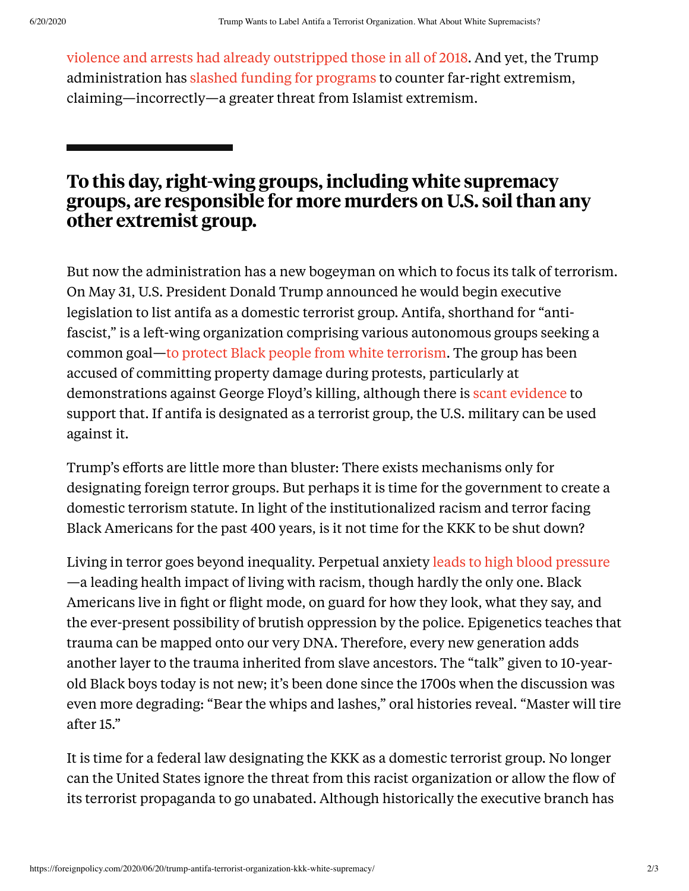violence and arrests had already outstripped those in all of 2018. And yet, the Trump administration has slashed funding for programs to counter far-right extremism, claiming—incorrectly—a greater threat from Islamist extremism.

---

## To this day, right-wing groups, including white supremacy groups, are responsible for more murders on U.S. soil than any other extremist group.

But now the administration has a new bogeyman on which to focus its talk of terrorism. On May 31, U.S. President Donald Trump announced he would begin executive legislation to list antifa as a domestic terrorist group. Antifa, shorthand for "anti-fascist," is a left-wing organization comprising various autonomous groups seeking a common goal—to protect Black people from white terrorism. The group has been accused of committing property damage during protests, particularly at demonstrations against George Floyd's killing, although there is scant evidence to support that. If antifa is designated as a terrorist group, the U.S. military can be used against it.

Trump's efforts are little more than bluster: There exists mechanisms only for designating foreign terror groups. But perhaps it is time for the government to create a domestic terrorism statute. In light of the institutionalized racism and terror facing Black Americans for the past 400 years, is it not time for the KKK to be shut down?

Living in terror goes beyond inequality. Perpetual anxiety leads to high blood pressure —a leading health impact of living with racism, though hardly the only one. Black Americans live in fight or flight mode, on guard for how they look, what they say, and the ever-present possibility of brutish oppression by the police. Epigenetics teaches that trauma can be mapped onto our very DNA. Therefore, every new generation adds another layer to the trauma inherited from slave ancestors. The "talk" given to 10-year-old Black boys today is not new; it's been done since the 1700s when the discussion was even more degrading: "Bear the whips and lashes," oral histories reveal. "Master will tire after 15."

It is time for a federal law designating the KKK as a domestic terrorist group. No longer can the United States ignore the threat from this racist organization or allow the flow of its terrorist propaganda to go unabated. Although historically the executive branch has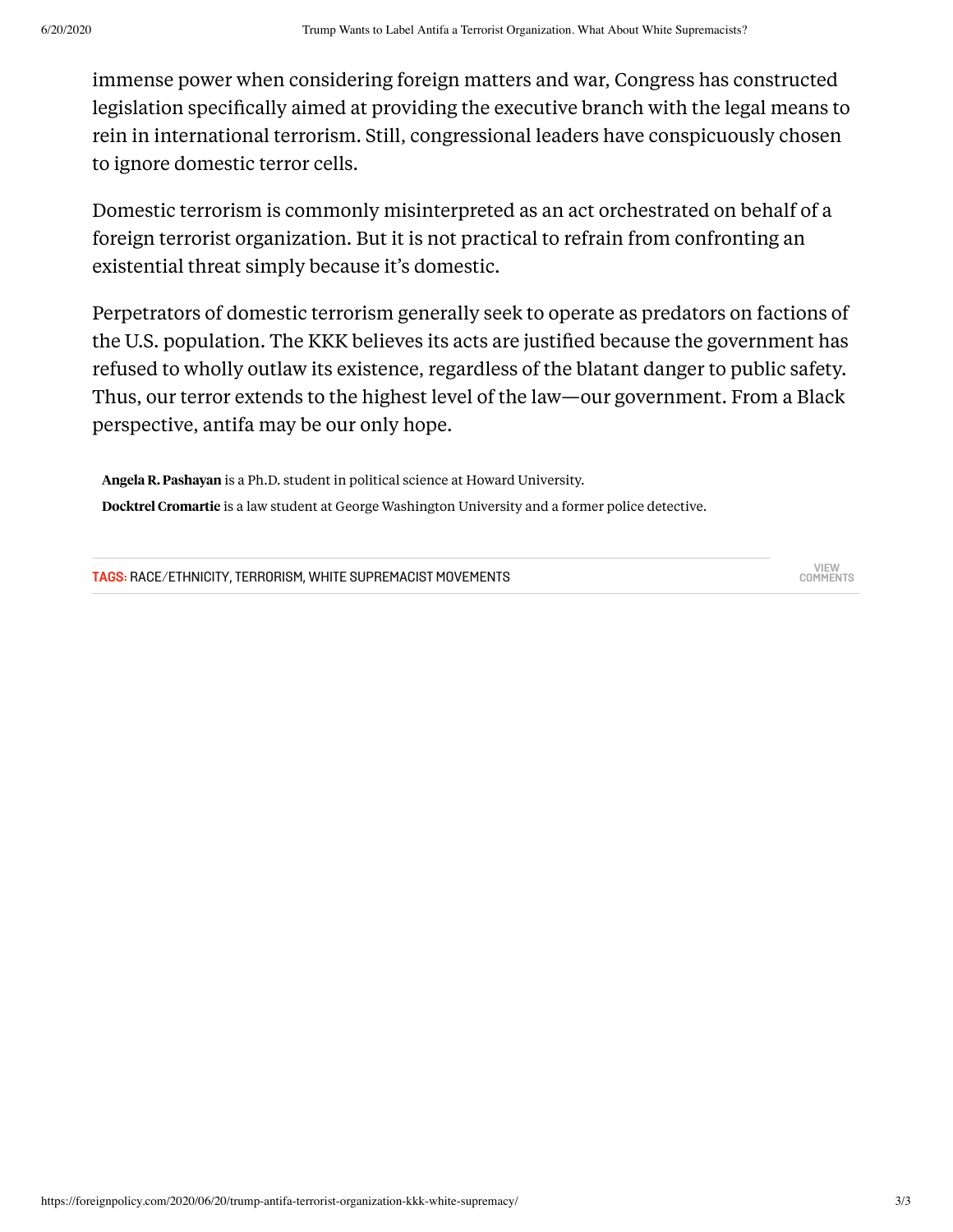immense power when considering foreign matters and war, Congress has constructed legislation specifically aimed at providing the executive branch with the legal means to rein in international terrorism. Still, congressional leaders have conspicuously chosen to ignore domestic terror cells.

Domestic terrorism is commonly misinterpreted as an act orchestrated on behalf of a foreign terrorist organization. But it is not practical to refrain from confronting an existential threat simply because it's domestic.

Perpetrators of domestic terrorism generally seek to operate as predators on factions of the U.S. population. The KKK believes its acts are justified because the government has refused to wholly outlaw its existence, regardless of the blatant danger to public safety. Thus, our terror extends to the highest level of the law—our government. From a Black perspective, antifa may be our only hope.

**Angela R. Pashayan** is a Ph.D. student in political science at Howard University.

**Docktrel Cromartie** is a law student at George Washington University and a former police detective.

**TAGS:** RACE/ETHNICITY, TERRORISM, WHITE SUPREMACIST MOVEMENTS

VIEW COMMENTS